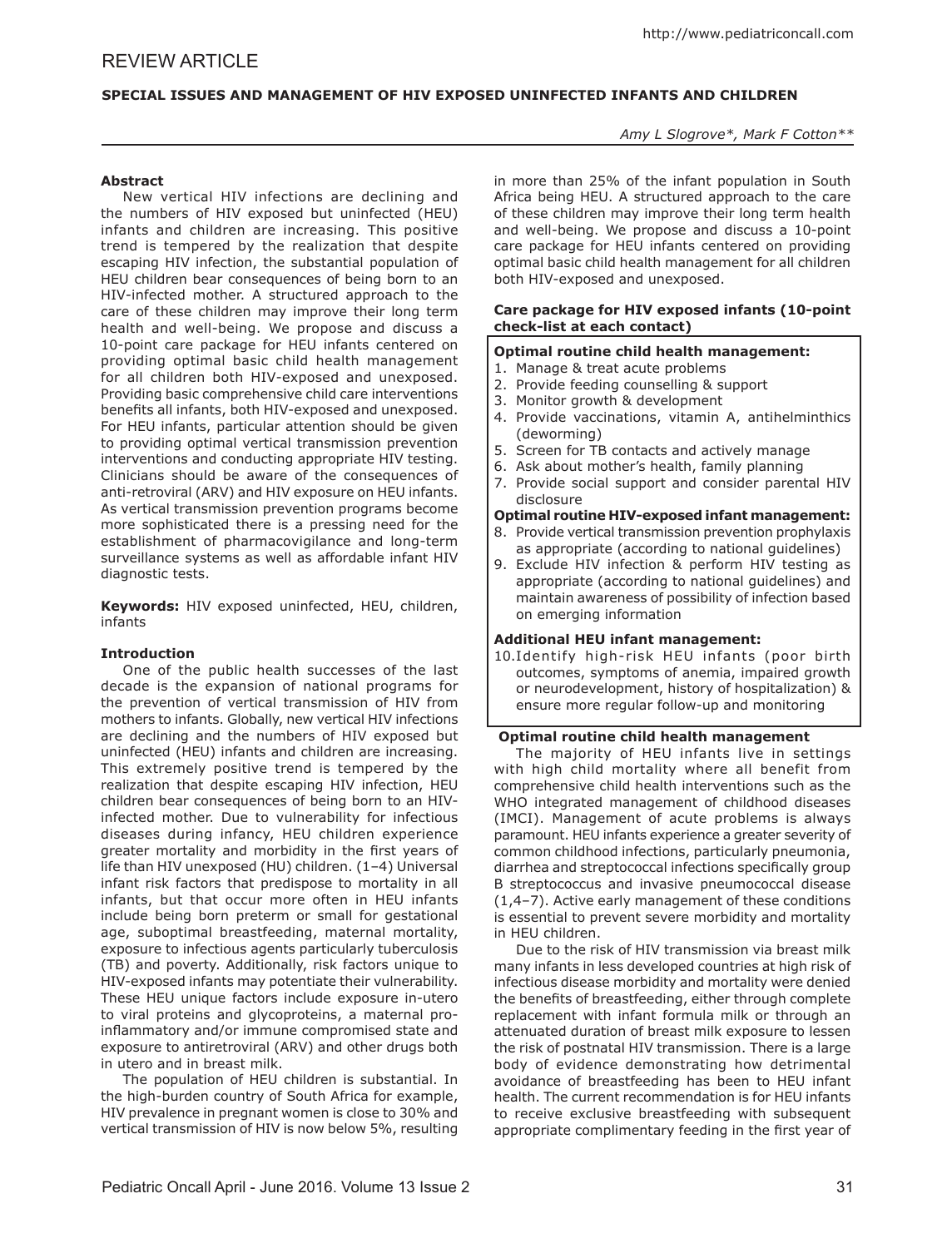REVIEW ARTICLE

# SPECIAL ISSUES AND MANAGEMENT OF HIV EXPOSED UNINFECTED INFANTS AND CHILDREN

*Amy L Slogrove\*, Mark F Cotton\*\**

### Abstract

New vertical HIV infections are declining and the numbers of HIV exposed but uninfected (HEU) infants and children are increasing. This positive trend is tempered by the realization that despite escaping HIV infection, the substantial population of HEU children bear consequences of being born to an HIV-infected mother. A structured approach to the care of these children may improve their long term health and well-being. We propose and discuss a 10-point care package for HEU infants centered on providing optimal basic child health management for all children both HIV-exposed and unexposed. Providing basic comprehensive child care interventions benefits all infants, both HIV-exposed and unexposed. For HEU infants, particular attention should be given to providing optimal vertical transmission prevention interventions and conducting appropriate HIV testing. Clinicians should be aware of the consequences of anti-retroviral (ARV) and HIV exposure on HEU infants. As vertical transmission prevention programs become more sophisticated there is a pressing need for the establishment of pharmacovigilance and long-term surveillance systems as well as affordable infant HIV diagnostic tests.

**Keywords:** HIV exposed uninfected, HEU, children, infants

### Introduction

One of the public health successes of the last decade is the expansion of national programs for the prevention of vertical transmission of HIV from mothers to infants. Globally, new vertical HIV infections are declining and the numbers of HIV exposed but uninfected (HEU) infants and children are increasing. This extremely positive trend is tempered by the realization that despite escaping HIV infection, HEU children bear consequences of being born to an HIV-infected mother. Due to vulnerability for infectious diseases during infancy, HEU children experience greater mortality and morbidity in the first years of life than HIV unexposed (HU) children. (1–4) Universal infant risk factors that predispose to mortality in all infants, but that occur more often in HEU infants include being born preterm or small for gestational age, suboptimal breastfeeding, maternal mortality, exposure to infectious agents particularly tuberculosis (TB) and poverty. Additionally, risk factors unique to HIV-exposed infants may potentiate their vulnerability. These HEU unique factors include exposure in-utero to viral proteins and glycoproteins, a maternal pro-inflammatory and/or immune compromised state and exposure to antiretroviral (ARV) and other drugs both in utero and in breast milk.

The population of HEU children is substantial. In the high-burden country of South Africa for example, HIV prevalence in pregnant women is close to 30% and vertical transmission of HIV is now below 5%, resulting in more than 25% of the infant population in South Africa being HEU. A structured approach to the care of these children may improve their long term health and well-being. We propose and discuss a 10-point care package for HEU infants centered on providing optimal basic child health management for all children both HIV-exposed and unexposed.

**Care package for HIV exposed infants (10-point check-list at each contact)**

**Optimal routine child health management:**

1. Manage & treat acute problems
2. Provide feeding counselling & support
3. Monitor growth & development
4. Provide vaccinations, vitamin A, antihelminthics (deworming)
5. Screen for TB contacts and actively manage
6. Ask about mother's health, family planning
7. Provide social support and consider parental HIV disclosure

**Optimal routine HIV-exposed infant management:**

8. Provide vertical transmission prevention prophylaxis as appropriate (according to national guidelines)
9. Exclude HIV infection & perform HIV testing as appropriate (according to national guidelines) and maintain awareness of possibility of infection based on emerging information

**Additional HEU infant management:**

10. Identify high-risk HEU infants (poor birth outcomes, symptoms of anemia, impaired growth or neurodevelopment, history of hospitalization) & ensure more regular follow-up and monitoring

### Optimal routine child health management

The majority of HEU infants live in settings with high child mortality where all benefit from comprehensive child health interventions such as the WHO integrated management of childhood diseases (IMCI). Management of acute problems is always paramount. HEU infants experience a greater severity of common childhood infections, particularly pneumonia, diarrhea and streptococcal infections specifically group B streptococcus and invasive pneumococcal disease (1,4–7). Active early management of these conditions is essential to prevent severe morbidity and mortality in HEU children.

Due to the risk of HIV transmission via breast milk many infants in less developed countries at high risk of infectious disease morbidity and mortality were denied the benefits of breastfeeding, either through complete replacement with infant formula milk or through an attenuated duration of breast milk exposure to lessen the risk of postnatal HIV transmission. There is a large body of evidence demonstrating how detrimental avoidance of breastfeeding has been to HEU infant health. The current recommendation is for HEU infants to receive exclusive breastfeeding with subsequent appropriate complimentary feeding in the first year of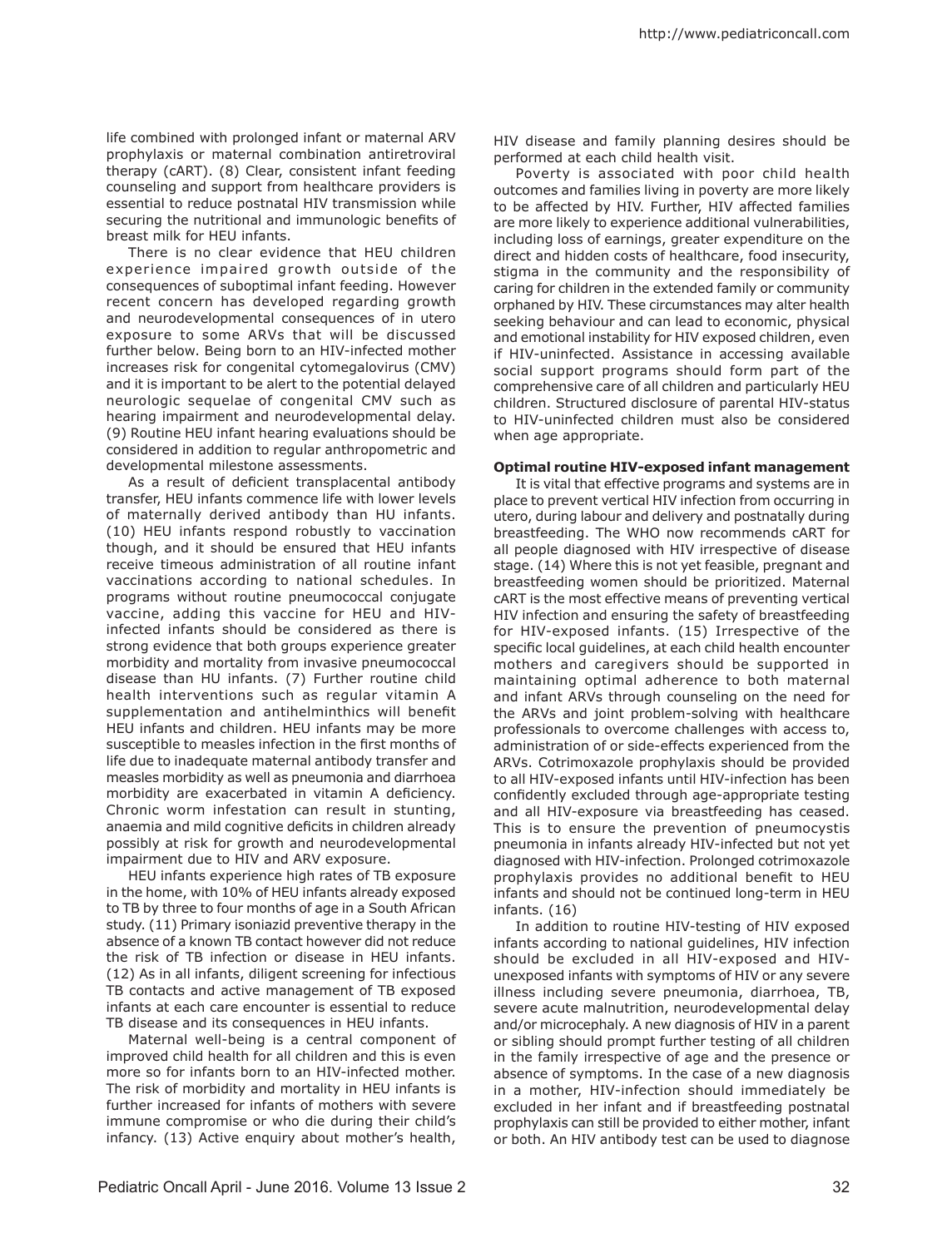life combined with prolonged infant or maternal ARV prophylaxis or maternal combination antiretroviral therapy (cART). (8) Clear, consistent infant feeding counseling and support from healthcare providers is essential to reduce postnatal HIV transmission while securing the nutritional and immunologic benefits of breast milk for HEU infants.

There is no clear evidence that HEU children experience impaired growth outside of the consequences of suboptimal infant feeding. However recent concern has developed regarding growth and neurodevelopmental consequences of in utero exposure to some ARVs that will be discussed further below. Being born to an HIV-infected mother increases risk for congenital cytomegalovirus (CMV) and it is important to be alert to the potential delayed neurologic sequelae of congenital CMV such as hearing impairment and neurodevelopmental delay. (9) Routine HEU infant hearing evaluations should be considered in addition to regular anthropometric and developmental milestone assessments.

As a result of deficient transplacental antibody transfer, HEU infants commence life with lower levels of maternally derived antibody than HU infants. (10) HEU infants respond robustly to vaccination though, and it should be ensured that HEU infants receive timeous administration of all routine infant vaccinations according to national schedules. In programs without routine pneumococcal conjugate vaccine, adding this vaccine for HEU and HIV-infected infants should be considered as there is strong evidence that both groups experience greater morbidity and mortality from invasive pneumococcal disease than HU infants. (7) Further routine child health interventions such as regular vitamin A supplementation and antihelminthics will benefit HEU infants and children. HEU infants may be more susceptible to measles infection in the first months of life due to inadequate maternal antibody transfer and measles morbidity as well as pneumonia and diarrhoea morbidity are exacerbated in vitamin A deficiency. Chronic worm infestation can result in stunting, anaemia and mild cognitive deficits in children already possibly at risk for growth and neurodevelopmental impairment due to HIV and ARV exposure.

HEU infants experience high rates of TB exposure in the home, with 10% of HEU infants already exposed to TB by three to four months of age in a South African study. (11) Primary isoniazid preventive therapy in the absence of a known TB contact however did not reduce the risk of TB infection or disease in HEU infants. (12) As in all infants, diligent screening for infectious TB contacts and active management of TB exposed infants at each care encounter is essential to reduce TB disease and its consequences in HEU infants.

Maternal well-being is a central component of improved child health for all children and this is even more so for infants born to an HIV-infected mother. The risk of morbidity and mortality in HEU infants is further increased for infants of mothers with severe immune compromise or who die during their child's infancy. (13) Active enquiry about mother's health, HIV disease and family planning desires should be performed at each child health visit.

Poverty is associated with poor child health outcomes and families living in poverty are more likely to be affected by HIV. Further, HIV affected families are more likely to experience additional vulnerabilities, including loss of earnings, greater expenditure on the direct and hidden costs of healthcare, food insecurity, stigma in the community and the responsibility of caring for children in the extended family or community orphaned by HIV. These circumstances may alter health seeking behaviour and can lead to economic, physical and emotional instability for HIV exposed children, even if HIV-uninfected. Assistance in accessing available social support programs should form part of the comprehensive care of all children and particularly HEU children. Structured disclosure of parental HIV-status to HIV-uninfected children must also be considered when age appropriate.

**Optimal routine HIV-exposed infant management**

It is vital that effective programs and systems are in place to prevent vertical HIV infection from occurring in utero, during labour and delivery and postnatally during breastfeeding. The WHO now recommends cART for all people diagnosed with HIV irrespective of disease stage. (14) Where this is not yet feasible, pregnant and breastfeeding women should be prioritized. Maternal cART is the most effective means of preventing vertical HIV infection and ensuring the safety of breastfeeding for HIV-exposed infants. (15) Irrespective of the specific local guidelines, at each child health encounter mothers and caregivers should be supported in maintaining optimal adherence to both maternal and infant ARVs through counseling on the need for the ARVs and joint problem-solving with healthcare professionals to overcome challenges with access to, administration of or side-effects experienced from the ARVs. Cotrimoxazole prophylaxis should be provided to all HIV-exposed infants until HIV-infection has been confidently excluded through age-appropriate testing and all HIV-exposure via breastfeeding has ceased. This is to ensure the prevention of pneumocystis pneumonia in infants already HIV-infected but not yet diagnosed with HIV-infection. Prolonged cotrimoxazole prophylaxis provides no additional benefit to HEU infants and should not be continued long-term in HEU infants. (16)

In addition to routine HIV-testing of HIV exposed infants according to national guidelines, HIV infection should be excluded in all HIV-exposed and HIV-unexposed infants with symptoms of HIV or any severe illness including severe pneumonia, diarrhoea, TB, severe acute malnutrition, neurodevelopmental delay and/or microcephaly. A new diagnosis of HIV in a parent or sibling should prompt further testing of all children in the family irrespective of age and the presence or absence of symptoms. In the case of a new diagnosis in a mother, HIV-infection should immediately be excluded in her infant and if breastfeeding postnatal prophylaxis can still be provided to either mother, infant or both. An HIV antibody test can be used to diagnose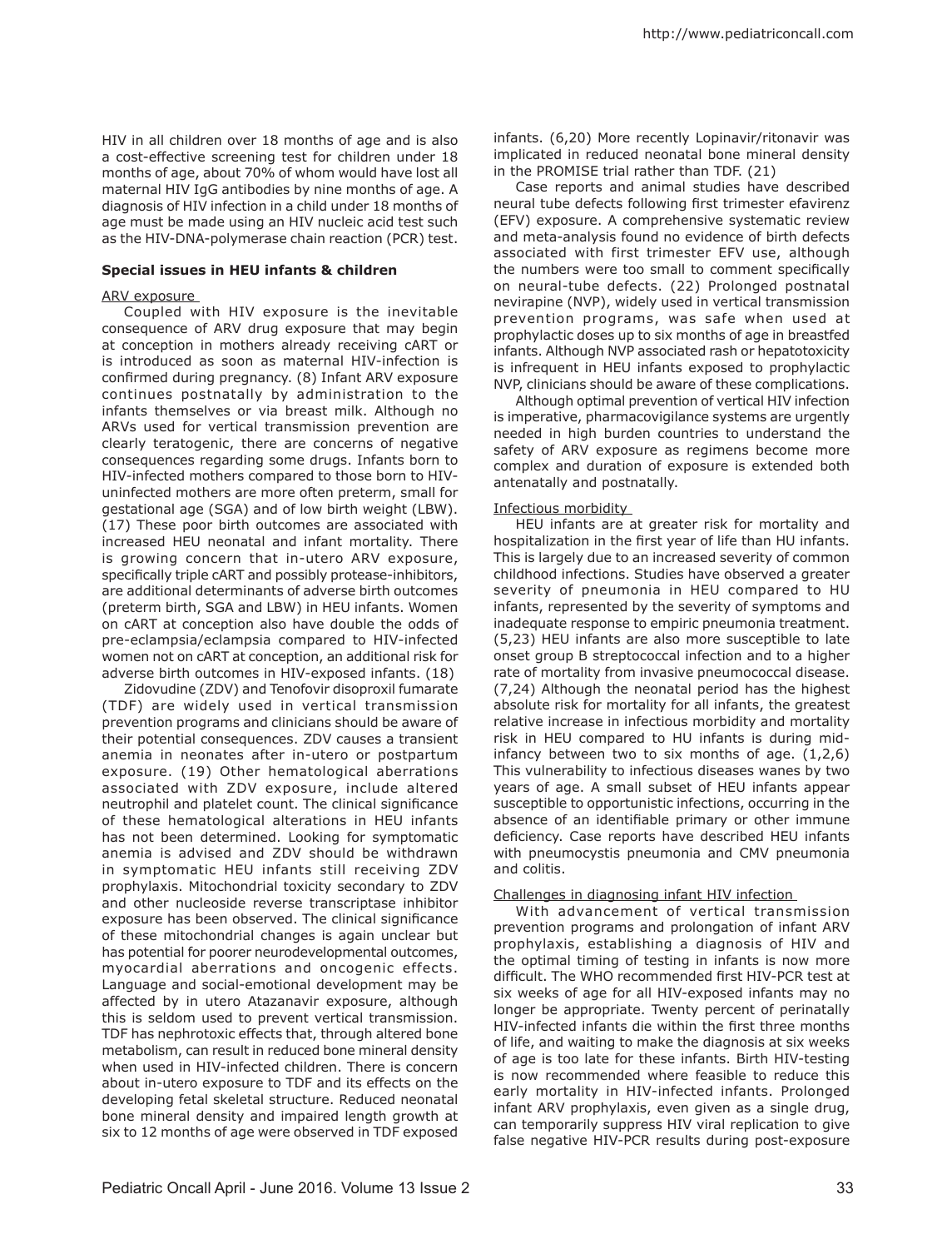HIV in all children over 18 months of age and is also a cost-effective screening test for children under 18 months of age, about 70% of whom would have lost all maternal HIV IgG antibodies by nine months of age. A diagnosis of HIV infection in a child under 18 months of age must be made using an HIV nucleic acid test such as the HIV-DNA-polymerase chain reaction (PCR) test.

### Special issues in HEU infants & children

#### ARV exposure

Coupled with HIV exposure is the inevitable consequence of ARV drug exposure that may begin at conception in mothers already receiving cART or is introduced as soon as maternal HIV-infection is confirmed during pregnancy. (8) Infant ARV exposure continues postnatally by administration to the infants themselves or via breast milk. Although no ARVs used for vertical transmission prevention are clearly teratogenic, there are concerns of negative consequences regarding some drugs. Infants born to HIV-infected mothers compared to those born to HIV-uninfected mothers are more often preterm, small for gestational age (SGA) and of low birth weight (LBW). (17) These poor birth outcomes are associated with increased HEU neonatal and infant mortality. There is growing concern that in-utero ARV exposure, specifically triple cART and possibly protease-inhibitors, are additional determinants of adverse birth outcomes (preterm birth, SGA and LBW) in HEU infants. Women on cART at conception also have double the odds of pre-eclampsia/eclampsia compared to HIV-infected women not on cART at conception, an additional risk for adverse birth outcomes in HIV-exposed infants. (18)

Zidovudine (ZDV) and Tenofovir disoproxil fumarate (TDF) are widely used in vertical transmission prevention programs and clinicians should be aware of their potential consequences. ZDV causes a transient anemia in neonates after in-utero or postpartum exposure. (19) Other hematological aberrations associated with ZDV exposure, include altered neutrophil and platelet count. The clinical significance of these hematological alterations in HEU infants has not been determined. Looking for symptomatic anemia is advised and ZDV should be withdrawn in symptomatic HEU infants still receiving ZDV prophylaxis. Mitochondrial toxicity secondary to ZDV and other nucleoside reverse transcriptase inhibitor exposure has been observed. The clinical significance of these mitochondrial changes is again unclear but has potential for poorer neurodevelopmental outcomes, myocardial aberrations and oncogenic effects. Language and social-emotional development may be affected by in utero Atazanavir exposure, although this is seldom used to prevent vertical transmission. TDF has nephrotoxic effects that, through altered bone metabolism, can result in reduced bone mineral density when used in HIV-infected children. There is concern about in-utero exposure to TDF and its effects on the developing fetal skeletal structure. Reduced neonatal bone mineral density and impaired length growth at six to 12 months of age were observed in TDF exposed infants. (6,20) More recently Lopinavir/ritonavir was implicated in reduced neonatal bone mineral density in the PROMISE trial rather than TDF. (21)

Case reports and animal studies have described neural tube defects following first trimester efavirenz (EFV) exposure. A comprehensive systematic review and meta-analysis found no evidence of birth defects associated with first trimester EFV use, although the numbers were too small to comment specifically on neural-tube defects. (22) Prolonged postnatal nevirapine (NVP), widely used in vertical transmission prevention programs, was safe when used at prophylactic doses up to six months of age in breastfed infants. Although NVP associated rash or hepatotoxicity is infrequent in HEU infants exposed to prophylactic NVP, clinicians should be aware of these complications.

Although optimal prevention of vertical HIV infection is imperative, pharmacovigilance systems are urgently needed in high burden countries to understand the safety of ARV exposure as regimens become more complex and duration of exposure is extended both antenatally and postnatally.

#### Infectious morbidity

HEU infants are at greater risk for mortality and hospitalization in the first year of life than HU infants. This is largely due to an increased severity of common childhood infections. Studies have observed a greater severity of pneumonia in HEU compared to HU infants, represented by the severity of symptoms and inadequate response to empiric pneumonia treatment. (5,23) HEU infants are also more susceptible to late onset group B streptococcal infection and to a higher rate of mortality from invasive pneumococcal disease. (7,24) Although the neonatal period has the highest absolute risk for mortality for all infants, the greatest relative increase in infectious morbidity and mortality risk in HEU compared to HU infants is during mid-infancy between two to six months of age. (1,2,6) This vulnerability to infectious diseases wanes by two years of age. A small subset of HEU infants appear susceptible to opportunistic infections, occurring in the absence of an identifiable primary or other immune deficiency. Case reports have described HEU infants with pneumocystis pneumonia and CMV pneumonia and colitis.

#### Challenges in diagnosing infant HIV infection

With advancement of vertical transmission prevention programs and prolongation of infant ARV prophylaxis, establishing a diagnosis of HIV and the optimal timing of testing in infants is now more difficult. The WHO recommended first HIV-PCR test at six weeks of age for all HIV-exposed infants may no longer be appropriate. Twenty percent of perinatally HIV-infected infants die within the first three months of life, and waiting to make the diagnosis at six weeks of age is too late for these infants. Birth HIV-testing is now recommended where feasible to reduce this early mortality in HIV-infected infants. Prolonged infant ARV prophylaxis, even given as a single drug, can temporarily suppress HIV viral replication to give false negative HIV-PCR results during post-exposure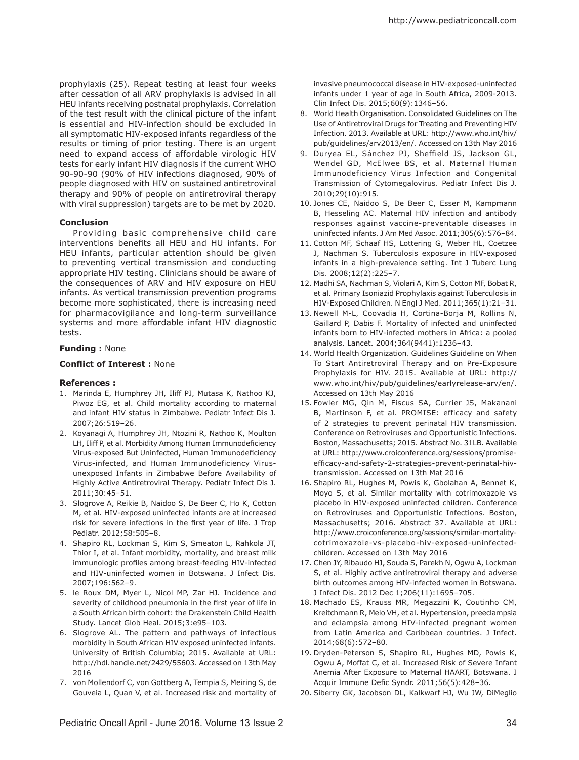prophylaxis (25). Repeat testing at least four weeks after cessation of all ARV prophylaxis is advised in all HEU infants receiving postnatal prophylaxis. Correlation of the test result with the clinical picture of the infant is essential and HIV-infection should be excluded in all symptomatic HIV-exposed infants regardless of the results or timing of prior testing. There is an urgent need to expand access of affordable virologic HIV tests for early infant HIV diagnosis if the current WHO 90-90-90 (90% of HIV infections diagnosed, 90% of people diagnosed with HIV on sustained antiretroviral therapy and 90% of people on antiretroviral therapy with viral suppression) targets are to be met by 2020.

**Conclusion**

Providing basic comprehensive child care interventions benefits all HEU and HU infants. For HEU infants, particular attention should be given to preventing vertical transmission and conducting appropriate HIV testing. Clinicians should be aware of the consequences of ARV and HIV exposure on HEU infants. As vertical transmission prevention programs become more sophisticated, there is increasing need for pharmacovigilance and long-term surveillance systems and more affordable infant HIV diagnostic tests.

**Funding :** None

**Conflict of Interest :** None

**References :**

1. Marinda E, Humphrey JH, Iliff PJ, Mutasa K, Nathoo KJ, Piwoz EG, et al. Child mortality according to maternal and infant HIV status in Zimbabwe. Pediatr Infect Dis J. 2007;26:519–26.
2. Koyanagi A, Humphrey JH, Ntozini R, Nathoo K, Moulton LH, Iliff P, et al. Morbidity Among Human Immunodeficiency Virus-exposed But Uninfected, Human Immunodeficiency Virus-infected, and Human Immunodeficiency Virus-unexposed Infants in Zimbabwe Before Availability of Highly Active Antiretroviral Therapy. Pediatr Infect Dis J. 2011;30:45–51.
3. Slogrove A, Reikie B, Naidoo S, De Beer C, Ho K, Cotton M, et al. HIV-exposed uninfected infants are at increased risk for severe infections in the first year of life. J Trop Pediatr. 2012;58:505–8.
4. Shapiro RL, Lockman S, Kim S, Smeaton L, Rahkola JT, Thior I, et al. Infant morbidity, mortality, and breast milk immunologic profiles among breast-feeding HIV-infected and HIV-uninfected women in Botswana. J Infect Dis. 2007;196:562–9.
5. le Roux DM, Myer L, Nicol MP, Zar HJ. Incidence and severity of childhood pneumonia in the first year of life in a South African birth cohort: the Drakenstein Child Health Study. Lancet Glob Heal. 2015;3:e95–103.
6. Slogrove AL. The pattern and pathways of infectious morbidity in South African HIV exposed uninfected infants. University of British Columbia; 2015. Available at URL: http://hdl.handle.net/2429/55603. Accessed on 13th May 2016
7. von Mollendorf C, von Gottberg A, Tempia S, Meiring S, de Gouveia L, Quan V, et al. Increased risk and mortality of invasive pneumococcal disease in HIV-exposed-uninfected infants under 1 year of age in South Africa, 2009-2013. Clin Infect Dis. 2015;60(9):1346–56.
8. World Health Organisation. Consolidated Guidelines on The Use of Antiretroviral Drugs for Treating and Preventing HIV Infection. 2013. Available at URL: http://www.who.int/hiv/pub/guidelines/arv2013/en/. Accessed on 13th May 2016
9. Duryea EL, Sánchez PJ, Sheffield JS, Jackson GL, Wendel GD, McElwee BS, et al. Maternal Human Immunodeficiency Virus Infection and Congenital Transmission of Cytomegalovirus. Pediatr Infect Dis J. 2010;29(10):915.
10. Jones CE, Naidoo S, De Beer C, Esser M, Kampmann B, Hesseling AC. Maternal HIV infection and antibody responses against vaccine-preventable diseases in uninfected infants. J Am Med Assoc. 2011;305(6):576–84.
11. Cotton MF, Schaaf HS, Lottering G, Weber HL, Coetzee J, Nachman S. Tuberculosis exposure in HIV-exposed infants in a high-prevalence setting. Int J Tuberc Lung Dis. 2008;12(2):225–7.
12. Madhi SA, Nachman S, Violari A, Kim S, Cotton MF, Bobat R, et al. Primary Isoniazid Prophylaxis against Tuberculosis in HIV-Exposed Children. N Engl J Med. 2011;365(1):21–31.
13. Newell M-L, Coovadia H, Cortina-Borja M, Rollins N, Gaillard P, Dabis F. Mortality of infected and uninfected infants born to HIV-infected mothers in Africa: a pooled analysis. Lancet. 2004;364(9441):1236–43.
14. World Health Organization. Guidelines Guideline on When To Start Antiretroviral Therapy and on Pre-Exposure Prophylaxis for HIV. 2015. Available at URL: http://www.who.int/hiv/pub/guidelines/earlyrelease-arv/en/. Accessed on 13th May 2016
15. Fowler MG, Qin M, Fiscus SA, Currier JS, Makanani B, Martinson F, et al. PROMISE: efficacy and safety of 2 strategies to prevent perinatal HIV transmission. Conference on Retroviruses and Opportunistic Infections. Boston, Massachusetts; 2015. Abstract No. 31LB. Available at URL: http://www.croiconference.org/sessions/promise-efficacy-and-safety-2-strategies-prevent-perinatal-hiv-transmission. Accessed on 13th Mat 2016
16. Shapiro RL, Hughes M, Powis K, Gbolahan A, Bennet K, Moyo S, et al. Similar mortality with cotrimoxazole vs placebo in HIV-exposed uninfected children. Conference on Retroviruses and Opportunistic Infections. Boston, Massachusetts; 2016. Abstract 37. Available at URL: http://www.croiconference.org/sessions/similar-mortality-cotrimoxazole-vs-placebo-hiv-exposed-uninfected-children. Accessed on 13th May 2016
17. Chen JY, Ribaudo HJ, Souda S, Parekh N, Ogwu A, Lockman S, et al. Highly active antiretroviral therapy and adverse birth outcomes among HIV-infected women in Botswana. J Infect Dis. 2012 Dec 1;206(11):1695–705.
18. Machado ES, Krauss MR, Megazzini K, Coutinho CM, Kreitchmann R, Melo VH, et al. Hypertension, preeclampsia and eclampsia among HIV-infected pregnant women from Latin America and Caribbean countries. J Infect. 2014;68(6):572–80.
19. Dryden-Peterson S, Shapiro RL, Hughes MD, Powis K, Ogwu A, Moffat C, et al. Increased Risk of Severe Infant Anemia After Exposure to Maternal HAART, Botswana. J Acquir Immune Defic Syndr. 2011;56(5):428–36.
20. Siberry GK, Jacobson DL, Kalkwarf HJ, Wu JW, DiMeglio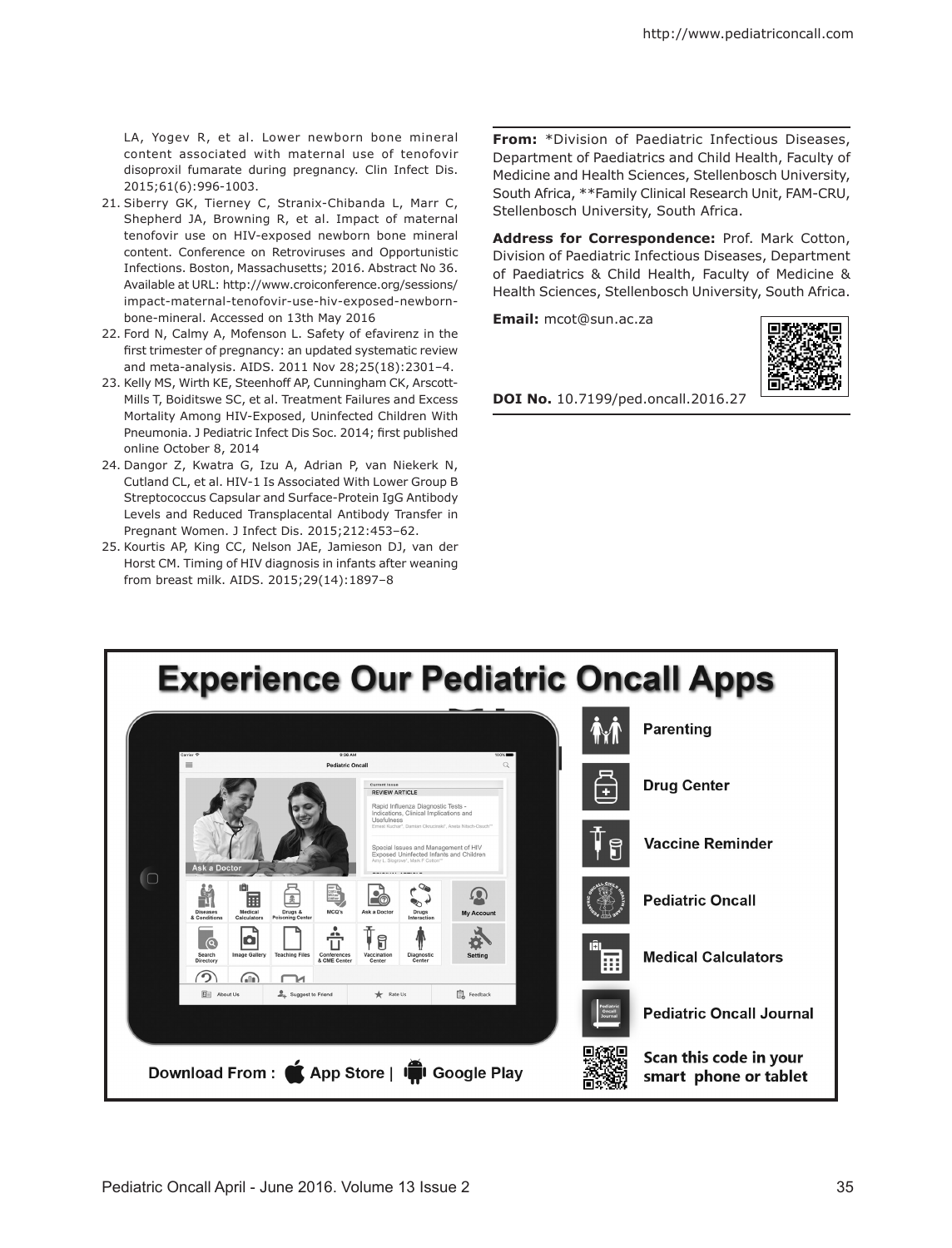LA, Yogev R, et al. Lower newborn bone mineral content associated with maternal use of tenofovir disoproxil fumarate during pregnancy. Clin Infect Dis. 2015;61(6):996-1003.

21. Siberry GK, Tierney C, Stranix-Chibanda L, Marr C, Shepherd JA, Browning R, et al. Impact of maternal tenofovir use on HIV-exposed newborn bone mineral content. Conference on Retroviruses and Opportunistic Infections. Boston, Massachusetts; 2016. Abstract No 36. Available at URL: http://www.croiconference.org/sessions/impact-maternal-tenofovir-use-hiv-exposed-newborn-bone-mineral. Accessed on 13th May 2016
22. Ford N, Calmy A, Mofenson L. Safety of efavirenz in the first trimester of pregnancy: an updated systematic review and meta-analysis. AIDS. 2011 Nov 28;25(18):2301–4.
23. Kelly MS, Wirth KE, Steenhoff AP, Cunningham CK, Arscott-Mills T, Boiditswe SC, et al. Treatment Failures and Excess Mortality Among HIV-Exposed, Uninfected Children With Pneumonia. J Pediatric Infect Dis Soc. 2014; first published online October 8, 2014
24. Dangor Z, Kwatra G, Izu A, Adrian P, van Niekerk N, Cutland CL, et al. HIV-1 Is Associated With Lower Group B Streptococcus Capsular and Surface-Protein IgG Antibody Levels and Reduced Transplacental Antibody Transfer in Pregnant Women. J Infect Dis. 2015;212:453–62.
25. Kourtis AP, King CC, Nelson JAE, Jamieson DJ, van der Horst CM. Timing of HIV diagnosis in infants after weaning from breast milk. AIDS. 2015;29(14):1897–8

**From:** *Division of Paediatric Infectious Diseases, Department of Paediatrics and Child Health, Faculty of Medicine and Health Sciences, Stellenbosch University, South Africa, **Family Clinical Research Unit, FAM-CRU, Stellenbosch University, South Africa.

**Address for Correspondence:** Prof. Mark Cotton, Division of Paediatric Infectious Diseases, Department of Paediatrics & Child Health, Faculty of Medicine & Health Sciences, Stellenbosch University, South Africa.

**Email:** mcot@sun.ac.za

**DOI No.** 10.7199/ped.oncall.2016.27

# Experience Our Pediatric Oncall Apps

- Parenting
- Drug Center
- Vaccine Reminder
- Pediatric Oncall
- Medical Calculators
- Pediatric Oncall Journal

Scan this code in your smart phone or tablet

Download From : App Store | Google Play